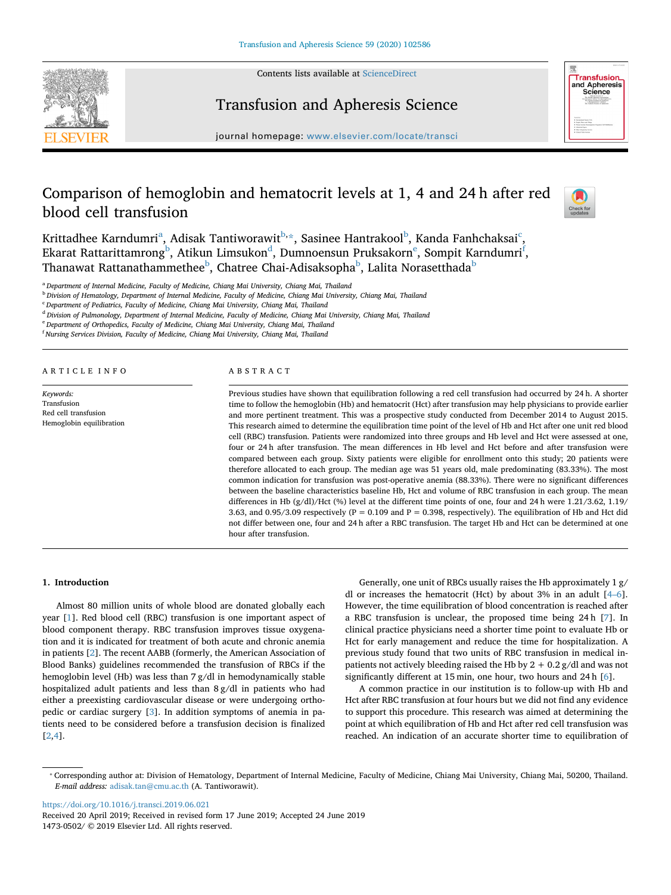# Comparison of hemoglobin and hematocrit levels at 1, 4 and 24 h after red blood cell transfusion

Krittadhee Karndumri[a], Adisak Tantiworawit[b,*], Sasinee Hantrakool[b], Kanda Fanhchaksai[c], Ekarat Rattarittamrong[b], Atikun Limsukon[d], Dumnoensun Pruksakorn[e], Sompit Karndumri[f], Thanawat Rattanathammethee[b], Chatree Chai-Adisaksopha[b], Lalita Norasetthada[b]

[a] *Department of Internal Medicine, Faculty of Medicine, Chiang Mai University, Chiang Mai, Thailand*
[b] *Division of Hematology, Department of Internal Medicine, Faculty of Medicine, Chiang Mai University, Chiang Mai, Thailand*
[c] *Department of Pediatrics, Faculty of Medicine, Chiang Mai University, Chiang Mai, Thailand*
[d] *Division of Pulmonology, Department of Internal Medicine, Faculty of Medicine, Chiang Mai University, Chiang Mai, Thailand*
[e] *Department of Orthopedics, Faculty of Medicine, Chiang Mai University, Chiang Mai, Thailand*
[f] *Nursing Services Division, Faculty of Medicine, Chiang Mai University, Chiang Mai, Thailand*

## ARTICLE INFO

*Keywords:*
Transfusion
Red cell transfusion
Hemoglobin equilibration

## ABSTRACT

Previous studies have shown that equilibration following a red cell transfusion had occurred by 24 h. A shorter time to follow the hemoglobin (Hb) and hematocrit (Hct) after transfusion may help physicians to provide earlier and more pertinent treatment. This was a prospective study conducted from December 2014 to August 2015. This research aimed to determine the equilibration time point of the level of Hb and Hct after one unit red blood cell (RBC) transfusion. Patients were randomized into three groups and Hb level and Hct were assessed at one, four or 24 h after transfusion. The mean differences in Hb level and Hct before and after transfusion were compared between each group. Sixty patients were eligible for enrollment onto this study; 20 patients were therefore allocated to each group. The median age was 51 years old, male predominating (83.33%). The most common indication for transfusion was post-operative anemia (88.33%). There were no significant differences between the baseline characteristics baseline Hb, Hct and volume of RBC transfusion in each group. The mean differences in Hb (g/dl)/Hct (%) level at the different time points of one, four and 24 h were 1.21/3.62, 1.19/3.63, and 0.95/3.09 respectively ($P = 0.109$ and $P = 0.398$, respectively). The equilibration of Hb and Hct did not differ between one, four and 24 h after a RBC transfusion. The target Hb and Hct can be determined at one hour after transfusion.

## 1. Introduction

Almost 80 million units of whole blood are donated globally each year [1]. Red blood cell (RBC) transfusion is one important aspect of blood component therapy. RBC transfusion improves tissue oxygenation and it is indicated for treatment of both acute and chronic anemia in patients [2]. The recent AABB (formerly, the American Association of Blood Banks) guidelines recommended the transfusion of RBCs if the hemoglobin level (Hb) was less than 7 g/dl in hemodynamically stable hospitalized adult patients and less than 8 g/dl in patients who had either a preexisting cardiovascular disease or were undergoing orthopedic or cardiac surgery [3]. In addition symptoms of anemia in patients need to be considered before a transfusion decision is finalized [2,4].

Generally, one unit of RBCs usually raises the Hb approximately 1 g/dl or increases the hematocrit (Hct) by about 3% in an adult [4–6]. However, the time equilibration of blood concentration is reached after a RBC transfusion is unclear, the proposed time being 24 h [7]. In clinical practice physicians need a shorter time point to evaluate Hb or Hct for early management and reduce the time for hospitalization. A previous study found that two units of RBC transfusion in medical inpatients not actively bleeding raised the Hb by 2 + 0.2 g/dl and was not significantly different at 15 min, one hour, two hours and 24 h [6].

A common practice in our institution is to follow-up with Hb and Hct after RBC transfusion at four hours but we did not find any evidence to support this procedure. This research was aimed at determining the point at which equilibration of Hb and Hct after red cell transfusion was reached. An indication of an accurate shorter time to equilibration of

* Corresponding author at: Division of Hematology, Department of Internal Medicine, Faculty of Medicine, Chiang Mai University, Chiang Mai, 50200, Thailand.
*E-mail address:* adisak.tan@cmu.ac.th (A. Tantiworawit).

https://doi.org/10.1016/j.transci.2019.06.021
Received 20 April 2019; Received in revised form 17 June 2019; Accepted 24 June 2019
1473-0502/ © 2019 Elsevier Ltd. All rights reserved.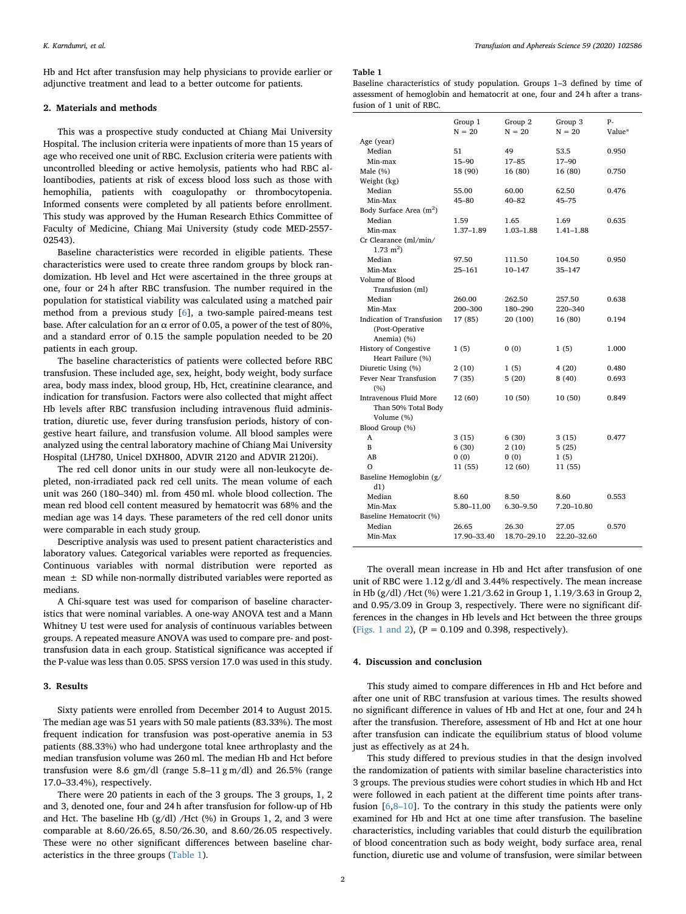Hb and Hct after transfusion may help physicians to provide earlier or adjunctive treatment and lead to a better outcome for patients.

## 2. Materials and methods

This was a prospective study conducted at Chiang Mai University Hospital. The inclusion criteria were inpatients of more than 15 years of age who received one unit of RBC. Exclusion criteria were patients with uncontrolled bleeding or active hemolysis, patients who had RBC alloantibodies, patients at risk of excess blood loss such as those with hemophilia, patients with coagulopathy or thrombocytopenia. Informed consents were completed by all patients before enrollment. This study was approved by the Human Research Ethics Committee of Faculty of Medicine, Chiang Mai University (study code MED-2557-02543).

Baseline characteristics were recorded in eligible patients. These characteristics were used to create three random groups by block randomization. Hb level and Hct were ascertained in the three groups at one, four or 24 h after RBC transfusion. The number required in the population for statistical viability was calculated using a matched pair method from a previous study [6], a two-sample paired-means test base. After calculation for an $\alpha$ error of 0.05, a power of the test of 80%, and a standard error of 0.15 the sample population needed to be 20 patients in each group.

The baseline characteristics of patients were collected before RBC transfusion. These included age, sex, height, body weight, body surface area, body mass index, blood group, Hb, Hct, creatinine clearance, and indication for transfusion. Factors were also collected that might affect Hb levels after RBC transfusion including intravenous fluid administration, diuretic use, fever during transfusion periods, history of congestive heart failure, and transfusion volume. All blood samples were analyzed using the central laboratory machine of Chiang Mai University Hospital (LH780, Unicel DXH800, ADVIR 2120 and ADVIR 2120i).

The red cell donor units in our study were all non-leukocyte depleted, non-irradiated pack red cell units. The mean volume of each unit was 260 (180–340) ml. from 450 ml. whole blood collection. The mean red blood cell content measured by hematocrit was 68% and the median age was 14 days. These parameters of the red cell donor units were comparable in each study group.

Descriptive analysis was used to present patient characteristics and laboratory values. Categorical variables were reported as frequencies. Continuous variables with normal distribution were reported as mean ± SD while non-normally distributed variables were reported as medians.

A Chi-square test was used for comparison of baseline characteristics that were nominal variables. A one-way ANOVA test and a Mann Whitney U test were used for analysis of continuous variables between groups. A repeated measure ANOVA was used to compare pre- and post-transfusion data in each group. Statistical significance was accepted if the P-value was less than 0.05. SPSS version 17.0 was used in this study.

## 3. Results

Sixty patients were enrolled from December 2014 to August 2015. The median age was 51 years with 50 male patients (83.33%). The most frequent indication for transfusion was post-operative anemia in 53 patients (88.33%) who had undergone total knee arthroplasty and the median transfusion volume was 260 ml. The median Hb and Hct before transfusion were 8.6 gm/dl (range 5.8–11 g m/dl) and 26.5% (range 17.0–33.4%), respectively.

There were 20 patients in each of the 3 groups. The 3 groups, 1, 2 and 3, denoted one, four and 24 h after transfusion for follow-up of Hb and Hct. The baseline Hb (g/dl) /Hct (%) in Groups 1, 2, and 3 were comparable at 8.60/26.65, 8.50/26.30, and 8.60/26.05 respectively. These were no other significant differences between baseline characteristics in the three groups (Table 1).

**Table 1**

Baseline characteristics of study population. Groups 1–3 defined by time of assessment of hemoglobin and hematocrit at one, four and 24 h after a transfusion of 1 unit of RBC.

| | Group 1 N = 20 | Group 2 N = 20 | Group 3 N = 20 | P-Value* |
|---|---|---|---|---|
| Age (year) | | | | |
| Median | 51 | 49 | 53.5 | 0.950 |
| Min-max | 15–90 | 17–85 | 17–90 | |
| Male (%) | 18 (90) | 16 (80) | 16 (80) | 0.750 |
| Weight (kg) | | | | |
| Median | 55.00 | 60.00 | 62.50 | 0.476 |
| Min-Max | 45–80 | 40–82 | 45–75 | |
| Body Surface Area ($m^2$) | | | | |
| Median | 1.59 | 1.65 | 1.69 | 0.635 |
| Min-max | 1.37–1.89 | 1.03–1.88 | 1.41–1.88 | |
| Cr Clearance (ml/min/ 1.73 $m^2$) | | | | |
| Median | 97.50 | 111.50 | 104.50 | 0.950 |
| Min-Max | 25–161 | 10–147 | 35–147 | |
| Volume of Blood Transfusion (ml) | | | | |
| Median | 260.00 | 262.50 | 257.50 | 0.638 |
| Min-Max | 200–300 | 180–290 | 220–340 | |
| Indication of Transfusion (Post-Operative Anemia) (%) | 17 (85) | 20 (100) | 16 (80) | 0.194 |
| History of Congestive Heart Failure (%) | 1 (5) | 0 (0) | 1 (5) | 1.000 |
| Diuretic Using (%) | 2 (10) | 1 (5) | 4 (20) | 0.480 |
| Fever Near Transfusion (%) | 7 (35) | 5 (20) | 8 (40) | 0.693 |
| Intravenous Fluid More Than 50% Total Body Volume (%) | 12 (60) | 10 (50) | 10 (50) | 0.849 |
| Blood Group (%) | | | | |
| A | 3 (15) | 6 (30) | 3 (15) | 0.477 |
| B | 6 (30) | 2 (10) | 5 (25) | |
| AB | 0 (0) | 0 (0) | 1 (5) | |
| O | 11 (55) | 12 (60) | 11 (55) | |
| Baseline Hemoglobin (g/dl) | | | | |
| Median | 8.60 | 8.50 | 8.60 | 0.553 |
| Min-Max | 5.80–11.00 | 6.30–9.50 | 7.20–10.80 | |
| Baseline Hematocrit (%) | | | | |
| Median | 26.65 | 26.30 | 27.05 | 0.570 |
| Min-Max | 17.90–33.40 | 18.70–29.10 | 22.20–32.60 | |

The overall mean increase in Hb and Hct after transfusion of one unit of RBC were 1.12 g/dl and 3.44% respectively. The mean increase in Hb (g/dl) /Hct (%) were 1.21/3.62 in Group 1, 1.19/3.63 in Group 2, and 0.95/3.09 in Group 3, respectively. There were no significant differences in the changes in Hb levels and Hct between the three groups (Figs. 1 and 2), (P = 0.109 and 0.398, respectively).

## 4. Discussion and conclusion

This study aimed to compare differences in Hb and Hct before and after one unit of RBC transfusion at various times. The results showed no significant difference in values of Hb and Hct at one, four and 24 h after the transfusion. Therefore, assessment of Hb and Hct at one hour after transfusion can indicate the equilibrium status of blood volume just as effectively as at 24 h.

This study differed to previous studies in that the design involved the randomization of patients with similar baseline characteristics into 3 groups. The previous studies were cohort studies in which Hb and Hct were followed in each patient at the different time points after transfusion [6,8–10]. To the contrary in this study the patients were only examined for Hb and Hct at one time after transfusion. The baseline characteristics, including variables that could disturb the equilibration of blood concentration such as body weight, body surface area, renal function, diuretic use and volume of transfusion, were similar between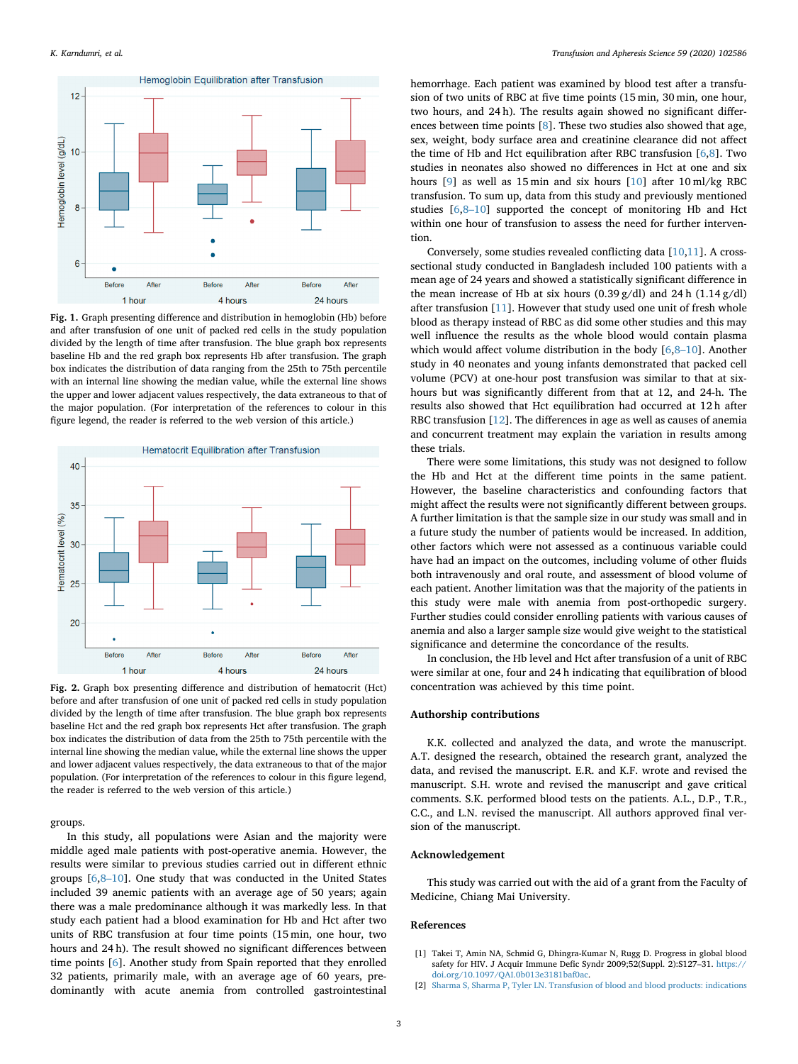Fig. 1. Graph presenting difference and distribution in hemoglobin (Hb) before and after transfusion of one unit of packed red cells in the study population divided by the length of time after transfusion. The blue graph box represents baseline Hb and the red graph box represents Hb after transfusion. The graph box indicates the distribution of data ranging from the 25th to 75th percentile with an internal line showing the median value, while the external line shows the upper and lower adjacent values respectively, the data extraneous to that of the major population. (For interpretation of the references to colour in this figure legend, the reader is referred to the web version of this article.)

Fig. 2. Graph box presenting difference and distribution of hematocrit (Hct) before and after transfusion of one unit of packed red cells in study population divided by the length of time after transfusion. The blue graph box represents baseline Hct and the red graph box represents Hct after transfusion. The graph box indicates the distribution of data ranging from the 25th to 75th percentile with the internal line showing the median value, while the external line shows the upper and lower adjacent values respectively, the data extraneous to that of the major population. (For interpretation of the references to colour in this figure legend, the reader is referred to the web version of this article.)

groups.

In this study, all populations were Asian and the majority were middle aged male patients with post-operative anemia. However, the results were similar to previous studies carried out in different ethnic groups [6,8–10]. One study that was conducted in the United States included 39 anemic patients with an average age of 50 years; again there was a male predominance although it was markedly less. In that study each patient had a blood examination for Hb and Hct after two units of RBC transfusion at four time points (15 min, one hour, two hours and 24 h). The result showed no significant differences between time points [6]. Another study from Spain reported that they enrolled 32 patients, primarily male, with an average age of 60 years, predominantly with acute anemia from controlled gastrointestinal hemorrhage. Each patient was examined by blood test after a transfusion of two units of RBC at five time points (15 min, 30 min, one hour, two hours, and 24 h). The results again showed no significant differences between time points [8]. These two studies also showed that age, sex, weight, body surface area and creatinine clearance did not affect the time of Hb and Hct equilibration after RBC transfusion [6,8]. Two studies in neonates also showed no differences in Hct at one and six hours [9] as well as 15 min and six hours [10] after 10 ml/kg RBC transfusion. To sum up, data from this study and previously mentioned studies [6,8–10] supported the concept of monitoring Hb and Hct within one hour of transfusion to assess the need for further intervention.

Conversely, some studies revealed conflicting data [10,11]. A cross-sectional study conducted in Bangladesh included 100 patients with a mean age of 24 years and showed a statistically significant difference in the mean increase of Hb at six hours (0.39 g/dl) and 24 h (1.14 g/dl) after transfusion [11]. However that study used one unit of fresh whole blood as therapy instead of RBC as did some other studies and this may well influence the results as the whole blood would contain plasma which would affect volume distribution in the body [6,8–10]. Another study in 40 neonates and young infants demonstrated that packed cell volume (PCV) at one-hour post transfusion was similar to that at six-hours but was significantly different from that at 12, and 24-h. The results also showed that Hct equilibration had occurred at 12 h after RBC transfusion [12]. The differences in age as well as causes of anemia and concurrent treatment may explain the variation in results among these trials.

There were some limitations, this study was not designed to follow the Hb and Hct at the different time points in the same patient. However, the baseline characteristics and confounding factors that might affect the results were not significantly different between groups. A further limitation is that the sample size in our study was small and in a future study the number of patients would be increased. In addition, other factors which were not assessed as a continuous variable could have had an impact on the outcomes, including volume of other fluids both intravenously and oral route, and assessment of blood volume of each patient. Another limitation was that the majority of the patients in this study were male with anemia from post-orthopedic surgery. Further studies could consider enrolling patients with various causes of anemia and also a larger sample size would give weight to the statistical significance and determine the concordance of the results.

In conclusion, the Hb level and Hct after transfusion of a unit of RBC were similar at one, four and 24 h indicating that equilibration of blood concentration was achieved by this time point.

## Authorship contributions

K.K. collected and analyzed the data, and wrote the manuscript. A.T. designed the research, obtained the research grant, analyzed the data, and revised the manuscript. E.R. and K.F. wrote and revised the manuscript. S.H. wrote and revised the manuscript and gave critical comments. S.K. performed blood tests on the patients. A.L., D.P., T.R., C.C., and L.N. revised the manuscript. All authors approved final version of the manuscript.

## Acknowledgement

This study was carried out with the aid of a grant from the Faculty of Medicine, Chiang Mai University.

## References

[1] Takei T, Amin NA, Schmid G, Dhingra-Kumar N, Rugg D. Progress in global blood safety for HIV. J Acquir Immune Defic Syndr 2009;52(Suppl. 2):S127–31. https://doi.org/10.1097/QAI.0b013e3181baf0ac.

[2] Sharma S, Sharma P, Tyler LN. Transfusion of blood and blood products: indications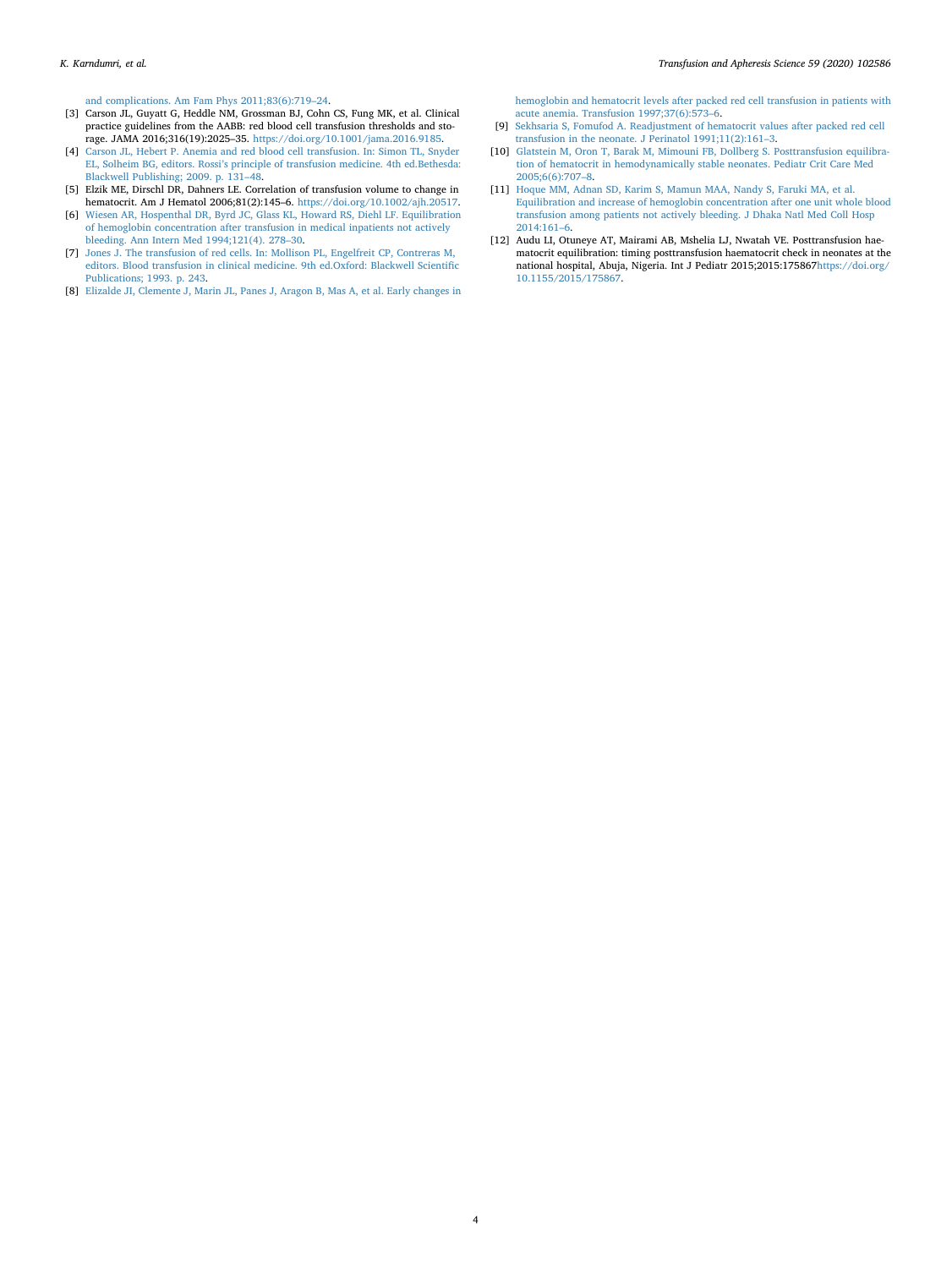and complications. Am Fam Phys 2011;83(6):719–24.

[3] Carson JL, Guyatt G, Heddle NM, Grossman BJ, Cohn CS, Fung MK, et al. Clinical practice guidelines from the AABB: red blood cell transfusion thresholds and storage. JAMA 2016;316(19):2025–35. https://doi.org/10.1001/jama.2016.9185.

[4] Carson JL, Hebert P. Anemia and red blood cell transfusion. In: Simon TL, Snyder EL, Solheim BG, editors. Rossi's principle of transfusion medicine. 4th ed.Bethesda: Blackwell Publishing; 2009. p. 131–48.

[5] Elzik ME, Dirschl DR, Dahners LE. Correlation of transfusion volume to change in hematocrit. Am J Hematol 2006;81(2):145–6. https://doi.org/10.1002/ajh.20517.

[6] Wiesen AR, Hospenthal DR, Byrd JC, Glass KL, Howard RS, Diehl LF. Equilibration of hemoglobin concentration after transfusion in medical inpatients not actively bleeding. Ann Intern Med 1994;121(4). 278–30.

[7] Jones J. The transfusion of red cells. In: Mollison PL, Engelfreit CP, Contreras M, editors. Blood transfusion in clinical medicine. 9th ed.Oxford: Blackwell Scientific Publications; 1993. p. 243.

[8] Elizalde JI, Clemente J, Marin JL, Panes J, Aragon B, Mas A, et al. Early changes in hemoglobin and hematocrit levels after packed red cell transfusion in patients with acute anemia. Transfusion 1997;37(6):573–6.

[9] Sekhsaria S, Fomufod A. Readjustment of hematocrit values after packed red cell transfusion in the neonate. J Perinatol 1991;11(2):161–3.

[10] Glatstein M, Oron T, Barak M, Mimouni FB, Dollberg S. Posttransfusion equilibration of hematocrit in hemodynamically stable neonates. Pediatr Crit Care Med 2005;6(6):707–8.

[11] Hoque MM, Adnan SD, Karim S, Mamun MAA, Nandy S, Faruki MA, et al. Equilibration and increase of hemoglobin concentration after one unit whole blood transfusion among patients not actively bleeding. J Dhaka Natl Med Coll Hosp 2014:161–6.

[12] Audu LI, Otuneye AT, Mairami AB, Mshelia LJ, Nwatah VE. Posttransfusion haematocrit equilibration: timing posttransfusion haematocrit check in neonates at the national hospital, Abuja, Nigeria. Int J Pediatr 2015;2015:175867https://doi.org/10.1155/2015/175867.